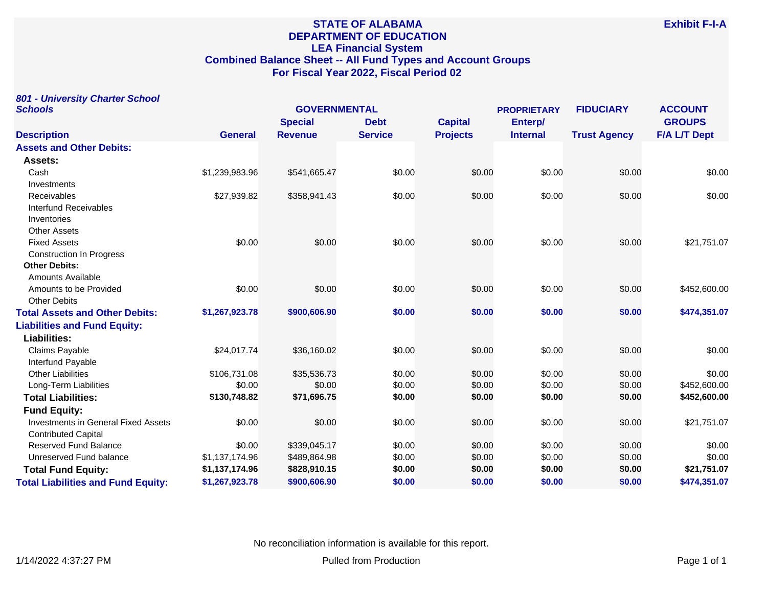# STATE OF ALABAMA
## DEPARTMENT OF EDUCATION
## LEA Financial System
## Combined Balance Sheet -- All Fund Types and Account Groups
## For Fiscal Year 2022, Fiscal Period 02

**Exhibit F-I-A**

***801 - University Charter School Schools***

| | GOVERNMENTAL | | | | PROPRIETARY | FIDUCIARY | ACCOUNT GROUPS |
|---|---|---|---|---|---|---|---|
| **Description** | **General** | **Special Revenue** | **Debt Service** | **Capital Projects** | **Enterp/ Internal** | **Trust Agency** | **F/A L/T Dept** |
| **Assets and Other Debits:** | | | | | | | |
| **Assets:** | | | | | | | |
| Cash | $1,239,983.96 | $541,665.47 | $0.00 | $0.00 | $0.00 | $0.00 | $0.00 |
| Investments | | | | | | | |
| Receivables | $27,939.82 | $358,941.43 | $0.00 | $0.00 | $0.00 | $0.00 | $0.00 |
| Interfund Receivables | | | | | | | |
| Inventories | | | | | | | |
| Other Assets | | | | | | | |
| Fixed Assets | $0.00 | $0.00 | $0.00 | $0.00 | $0.00 | $0.00 | $21,751.07 |
| Construction In Progress | | | | | | | |
| **Other Debits:** | | | | | | | |
| Amounts Available | | | | | | | |
| Amounts to be Provided | $0.00 | $0.00 | $0.00 | $0.00 | $0.00 | $0.00 | $452,600.00 |
| Other Debits | | | | | | | |
| **Total Assets and Other Debits:** | **$1,267,923.78** | **$900,606.90** | **$0.00** | **$0.00** | **$0.00** | **$0.00** | **$474,351.07** |
| **Liabilities and Fund Equity:** | | | | | | | |
| **Liabilities:** | | | | | | | |
| Claims Payable | $24,017.74 | $36,160.02 | $0.00 | $0.00 | $0.00 | $0.00 | $0.00 |
| Interfund Payable | | | | | | | |
| Other Liabilities | $106,731.08 | $35,536.73 | $0.00 | $0.00 | $0.00 | $0.00 | $0.00 |
| Long-Term Liabilities | $0.00 | $0.00 | $0.00 | $0.00 | $0.00 | $0.00 | $452,600.00 |
| **Total Liabilities:** | **$130,748.82** | **$71,696.75** | **$0.00** | **$0.00** | **$0.00** | **$0.00** | **$452,600.00** |
| **Fund Equity:** | | | | | | | |
| Investments in General Fixed Assets | $0.00 | $0.00 | $0.00 | $0.00 | $0.00 | $0.00 | $21,751.07 |
| Contributed Capital | | | | | | | |
| Reserved Fund Balance | $0.00 | $339,045.17 | $0.00 | $0.00 | $0.00 | $0.00 | $0.00 |
| Unreserved Fund balance | $1,137,174.96 | $489,864.98 | $0.00 | $0.00 | $0.00 | $0.00 | $0.00 |
| **Total Fund Equity:** | **$1,137,174.96** | **$828,910.15** | **$0.00** | **$0.00** | **$0.00** | **$0.00** | **$21,751.07** |
| **Total Liabilities and Fund Equity:** | **$1,267,923.78** | **$900,606.90** | **$0.00** | **$0.00** | **$0.00** | **$0.00** | **$474,351.07** |

No reconciliation information is available for this report.

1/14/2022 4:37:27 PM

Pulled from Production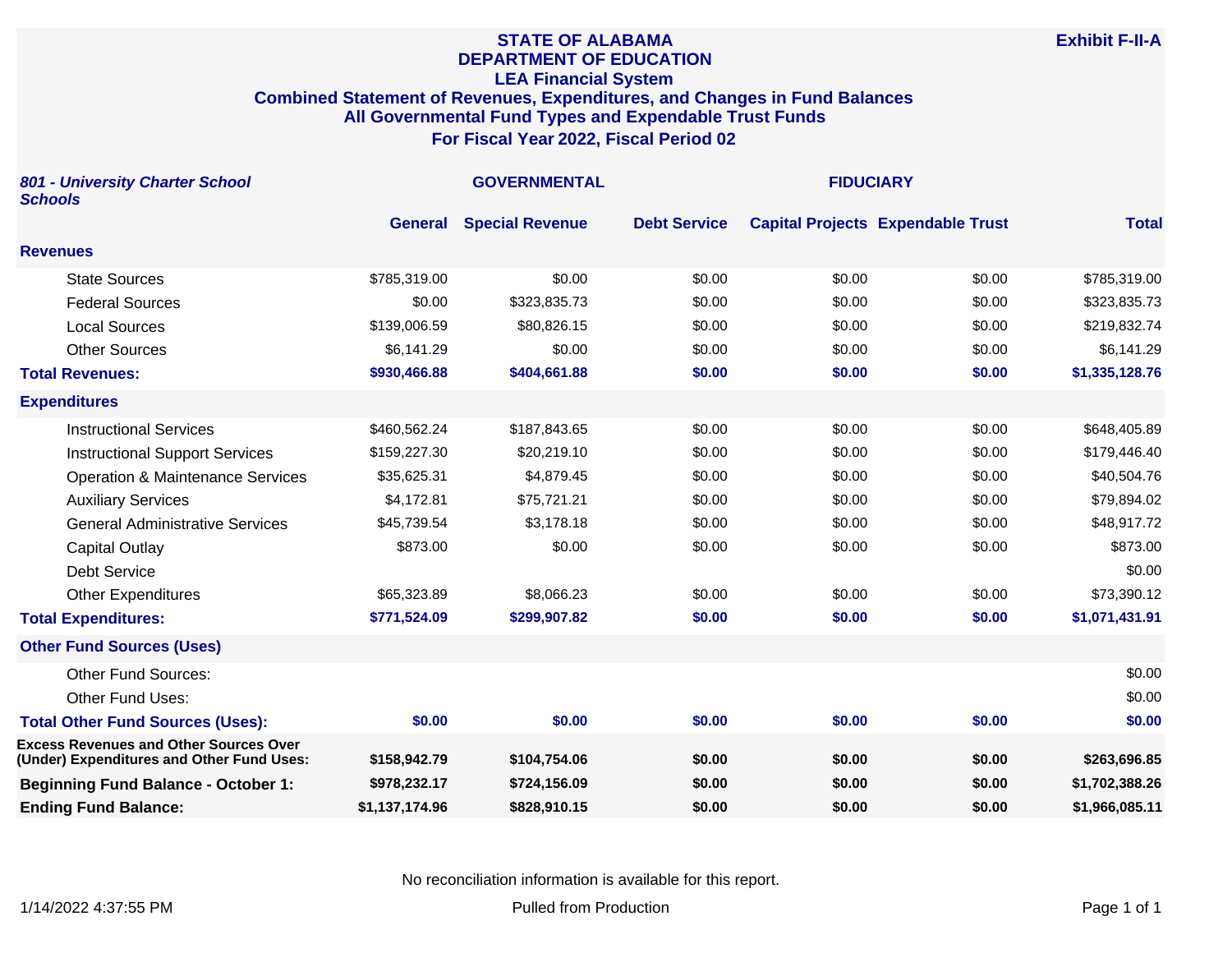# STATE OF ALABAMA
## DEPARTMENT OF EDUCATION
### LEA Financial System
### Combined Statement of Revenues, Expenditures, and Changes in Fund Balances
### All Governmental Fund Types and Expendable Trust Funds
### For Fiscal Year 2022, Fiscal Period 02

**Exhibit F-II-A**

| *801 - University Charter School Schools* | GOVERNMENTAL | | | | FIDUCIARY | |
|---|---|---|---|---|---|---|
| | General | Special Revenue | Debt Service | Capital Projects | Expendable Trust | Total |
| **Revenues** | | | | | | |
| State Sources | $785,319.00 | $0.00 | $0.00 | $0.00 | $0.00 | $785,319.00 |
| Federal Sources | $0.00 | $323,835.73 | $0.00 | $0.00 | $0.00 | $323,835.73 |
| Local Sources | $139,006.59 | $80,826.15 | $0.00 | $0.00 | $0.00 | $219,832.74 |
| Other Sources | $6,141.29 | $0.00 | $0.00 | $0.00 | $0.00 | $6,141.29 |
| **Total Revenues:** | **$930,466.88** | **$404,661.88** | **$0.00** | **$0.00** | **$0.00** | **$1,335,128.76** |
| **Expenditures** | | | | | | |
| Instructional Services | $460,562.24 | $187,843.65 | $0.00 | $0.00 | $0.00 | $648,405.89 |
| Instructional Support Services | $159,227.30 | $20,219.10 | $0.00 | $0.00 | $0.00 | $179,446.40 |
| Operation & Maintenance Services | $35,625.31 | $4,879.45 | $0.00 | $0.00 | $0.00 | $40,504.76 |
| Auxiliary Services | $4,172.81 | $75,721.21 | $0.00 | $0.00 | $0.00 | $79,894.02 |
| General Administrative Services | $45,739.54 | $3,178.18 | $0.00 | $0.00 | $0.00 | $48,917.72 |
| Capital Outlay | $873.00 | $0.00 | $0.00 | $0.00 | $0.00 | $873.00 |
| Debt Service | | | | | | $0.00 |
| Other Expenditures | $65,323.89 | $8,066.23 | $0.00 | $0.00 | $0.00 | $73,390.12 |
| **Total Expenditures:** | **$771,524.09** | **$299,907.82** | **$0.00** | **$0.00** | **$0.00** | **$1,071,431.91** |
| **Other Fund Sources (Uses)** | | | | | | |
| Other Fund Sources: | | | | | | $0.00 |
| Other Fund Uses: | | | | | | $0.00 |
| **Total Other Fund Sources (Uses):** | **$0.00** | **$0.00** | **$0.00** | **$0.00** | **$0.00** | **$0.00** |
| **Excess Revenues and Other Sources Over (Under) Expenditures and Other Fund Uses:** | **$158,942.79** | **$104,754.06** | **$0.00** | **$0.00** | **$0.00** | **$263,696.85** |
| **Beginning Fund Balance - October 1:** | **$978,232.17** | **$724,156.09** | **$0.00** | **$0.00** | **$0.00** | **$1,702,388.26** |
| **Ending Fund Balance:** | **$1,137,174.96** | **$828,910.15** | **$0.00** | **$0.00** | **$0.00** | **$1,966,085.11** |

No reconciliation information is available for this report.

1/14/2022 4:37:55 PM

Pulled from Production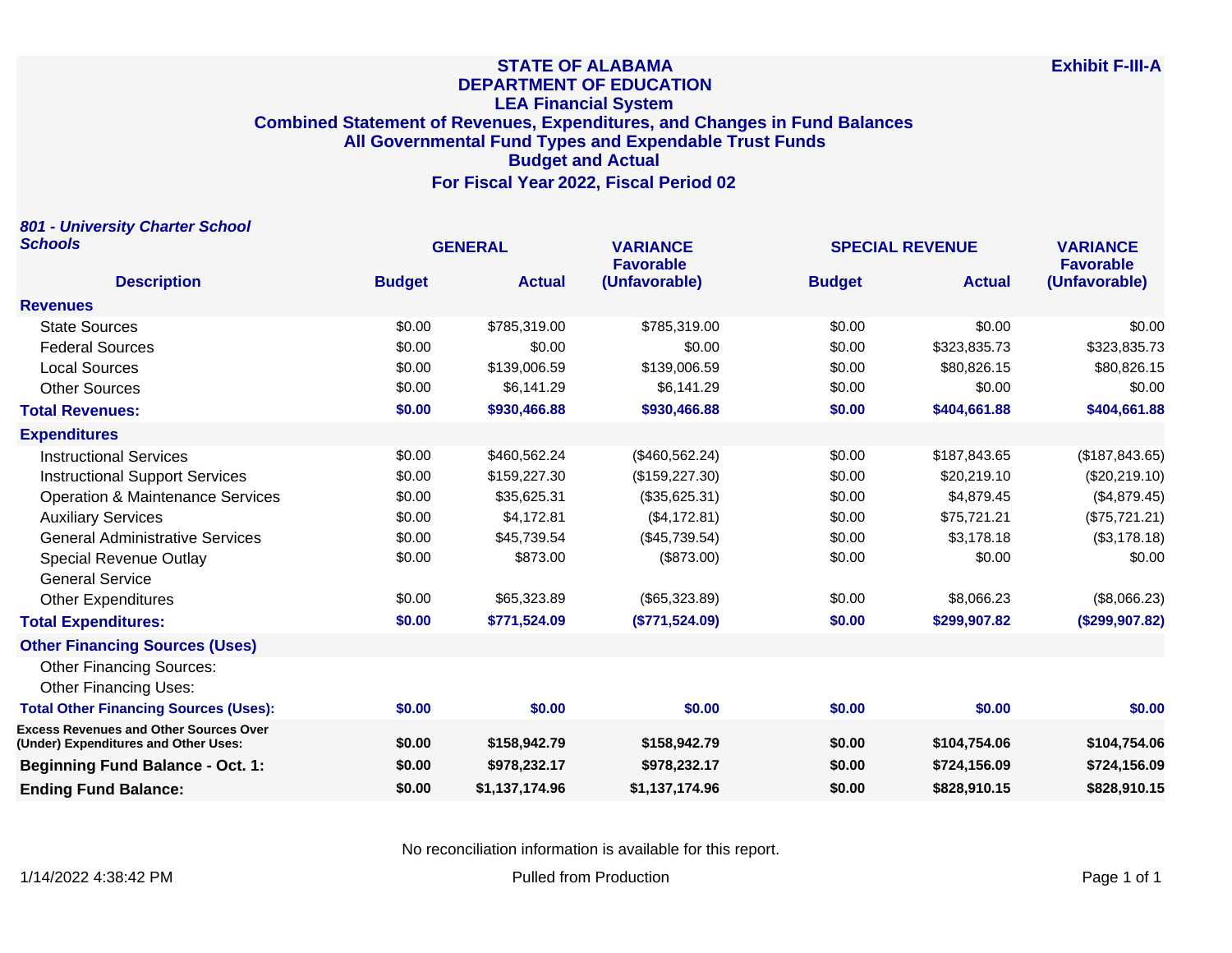**Exhibit F-III-A**

# STATE OF ALABAMA
## DEPARTMENT OF EDUCATION
### LEA Financial System
### Combined Statement of Revenues, Expenditures, and Changes in Fund Balances
### All Governmental Fund Types and Expendable Trust Funds
### Budget and Actual
### For Fiscal Year 2022, Fiscal Period 02

***801 - University Charter School Schools***

| Description | GENERAL Budget | GENERAL Actual | VARIANCE Favorable (Unfavorable) | SPECIAL REVENUE Budget | SPECIAL REVENUE Actual | VARIANCE Favorable (Unfavorable) |
|---|---|---|---|---|---|---|
| **Revenues** | | | | | | |
| State Sources | $0.00 | $785,319.00 | $785,319.00 | $0.00 | $0.00 | $0.00 |
| Federal Sources | $0.00 | $0.00 | $0.00 | $0.00 | $323,835.73 | $323,835.73 |
| Local Sources | $0.00 | $139,006.59 | $139,006.59 | $0.00 | $80,826.15 | $80,826.15 |
| Other Sources | $0.00 | $6,141.29 | $6,141.29 | $0.00 | $0.00 | $0.00 |
| **Total Revenues:** | **$0.00** | **$930,466.88** | **$930,466.88** | **$0.00** | **$404,661.88** | **$404,661.88** |
| **Expenditures** | | | | | | |
| Instructional Services | $0.00 | $460,562.24 | ($460,562.24) | $0.00 | $187,843.65 | ($187,843.65) |
| Instructional Support Services | $0.00 | $159,227.30 | ($159,227.30) | $0.00 | $20,219.10 | ($20,219.10) |
| Operation & Maintenance Services | $0.00 | $35,625.31 | ($35,625.31) | $0.00 | $4,879.45 | ($4,879.45) |
| Auxiliary Services | $0.00 | $4,172.81 | ($4,172.81) | $0.00 | $75,721.21 | ($75,721.21) |
| General Administrative Services | $0.00 | $45,739.54 | ($45,739.54) | $0.00 | $3,178.18 | ($3,178.18) |
| Special Revenue Outlay | $0.00 | $873.00 | ($873.00) | $0.00 | $0.00 | $0.00 |
| General Service | | | | | | |
| Other Expenditures | $0.00 | $65,323.89 | ($65,323.89) | $0.00 | $8,066.23 | ($8,066.23) |
| **Total Expenditures:** | **$0.00** | **$771,524.09** | **($771,524.09)** | **$0.00** | **$299,907.82** | **($299,907.82)** |
| **Other Financing Sources (Uses)** | | | | | | |
| Other Financing Sources: | | | | | | |
| Other Financing Uses: | | | | | | |
| **Total Other Financing Sources (Uses):** | **$0.00** | **$0.00** | **$0.00** | **$0.00** | **$0.00** | **$0.00** |
| **Excess Revenues and Other Sources Over (Under) Expenditures and Other Uses:** | **$0.00** | **$158,942.79** | **$158,942.79** | **$0.00** | **$104,754.06** | **$104,754.06** |
| **Beginning Fund Balance - Oct. 1:** | **$0.00** | **$978,232.17** | **$978,232.17** | **$0.00** | **$724,156.09** | **$724,156.09** |
| **Ending Fund Balance:** | **$0.00** | **$1,137,174.96** | **$1,137,174.96** | **$0.00** | **$828,910.15** | **$828,910.15** |

No reconciliation information is available for this report.

1/14/2022 4:38:42 PM — Pulled from Production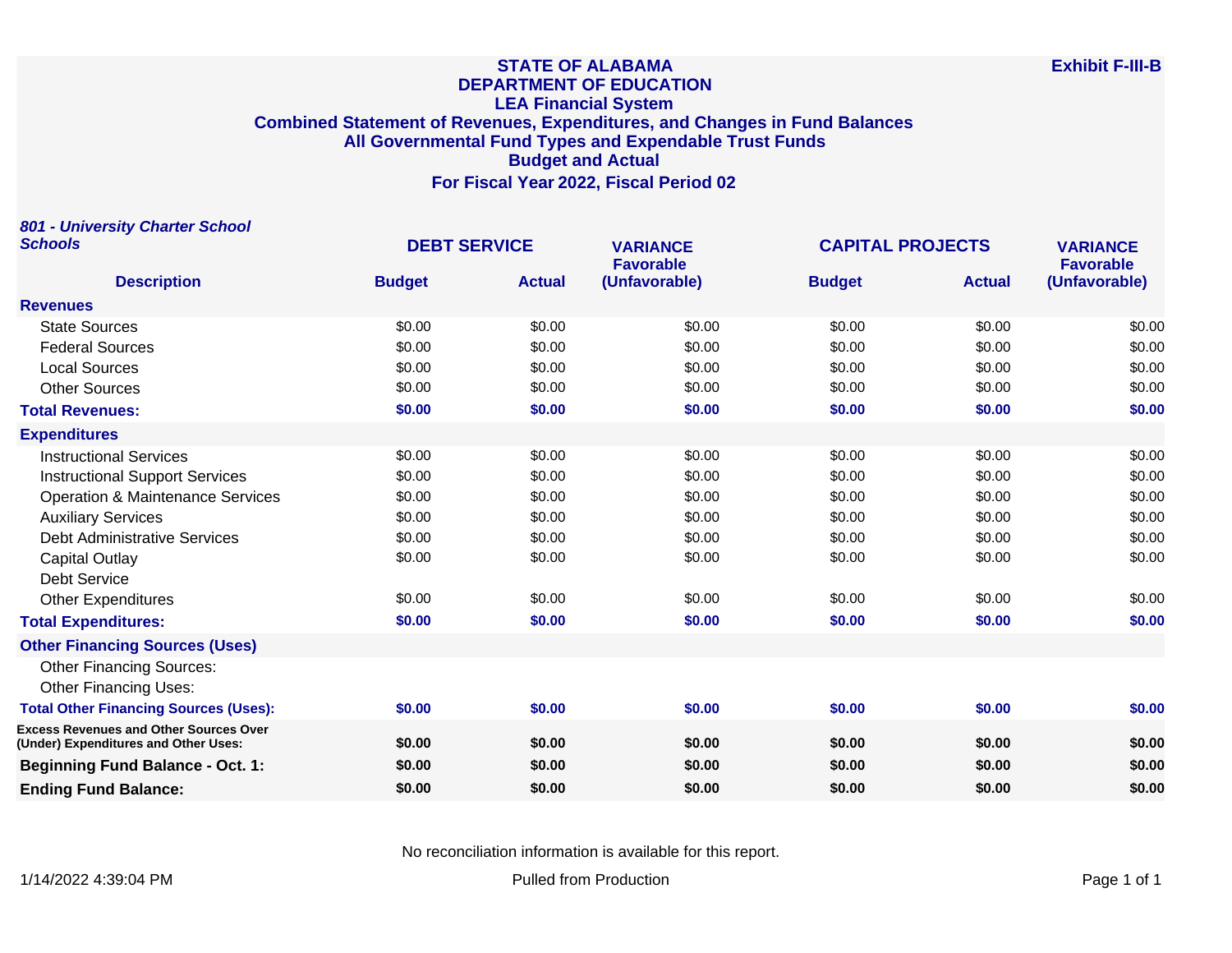# STATE OF ALABAMA
# DEPARTMENT OF EDUCATION
## LEA Financial System
## Combined Statement of Revenues, Expenditures, and Changes in Fund Balances
## All Governmental Fund Types and Expendable Trust Funds
## Budget and Actual
## For Fiscal Year 2022, Fiscal Period 02

**Exhibit F-III-B**

***801 - University Charter School Schools***

| Description | DEBT SERVICE Budget | DEBT SERVICE Actual | VARIANCE Favorable (Unfavorable) | CAPITAL PROJECTS Budget | CAPITAL PROJECTS Actual | VARIANCE Favorable (Unfavorable) |
|---|---|---|---|---|---|---|
| **Revenues** | | | | | | |
| State Sources | $0.00 | $0.00 | $0.00 | $0.00 | $0.00 | $0.00 |
| Federal Sources | $0.00 | $0.00 | $0.00 | $0.00 | $0.00 | $0.00 |
| Local Sources | $0.00 | $0.00 | $0.00 | $0.00 | $0.00 | $0.00 |
| Other Sources | $0.00 | $0.00 | $0.00 | $0.00 | $0.00 | $0.00 |
| **Total Revenues:** | **$0.00** | **$0.00** | **$0.00** | **$0.00** | **$0.00** | **$0.00** |
| **Expenditures** | | | | | | |
| Instructional Services | $0.00 | $0.00 | $0.00 | $0.00 | $0.00 | $0.00 |
| Instructional Support Services | $0.00 | $0.00 | $0.00 | $0.00 | $0.00 | $0.00 |
| Operation & Maintenance Services | $0.00 | $0.00 | $0.00 | $0.00 | $0.00 | $0.00 |
| Auxiliary Services | $0.00 | $0.00 | $0.00 | $0.00 | $0.00 | $0.00 |
| Debt Administrative Services | $0.00 | $0.00 | $0.00 | $0.00 | $0.00 | $0.00 |
| Capital Outlay | $0.00 | $0.00 | $0.00 | $0.00 | $0.00 | $0.00 |
| Debt Service | | | | | | |
| Other Expenditures | $0.00 | $0.00 | $0.00 | $0.00 | $0.00 | $0.00 |
| **Total Expenditures:** | **$0.00** | **$0.00** | **$0.00** | **$0.00** | **$0.00** | **$0.00** |
| **Other Financing Sources (Uses)** | | | | | | |
| Other Financing Sources: | | | | | | |
| Other Financing Uses: | | | | | | |
| **Total Other Financing Sources (Uses):** | **$0.00** | **$0.00** | **$0.00** | **$0.00** | **$0.00** | **$0.00** |
| **Excess Revenues and Other Sources Over (Under) Expenditures and Other Uses:** | **$0.00** | **$0.00** | **$0.00** | **$0.00** | **$0.00** | **$0.00** |
| **Beginning Fund Balance - Oct. 1:** | **$0.00** | **$0.00** | **$0.00** | **$0.00** | **$0.00** | **$0.00** |
| **Ending Fund Balance:** | **$0.00** | **$0.00** | **$0.00** | **$0.00** | **$0.00** | **$0.00** |

No reconciliation information is available for this report.

1/14/2022 4:39:04 PM Pulled from Production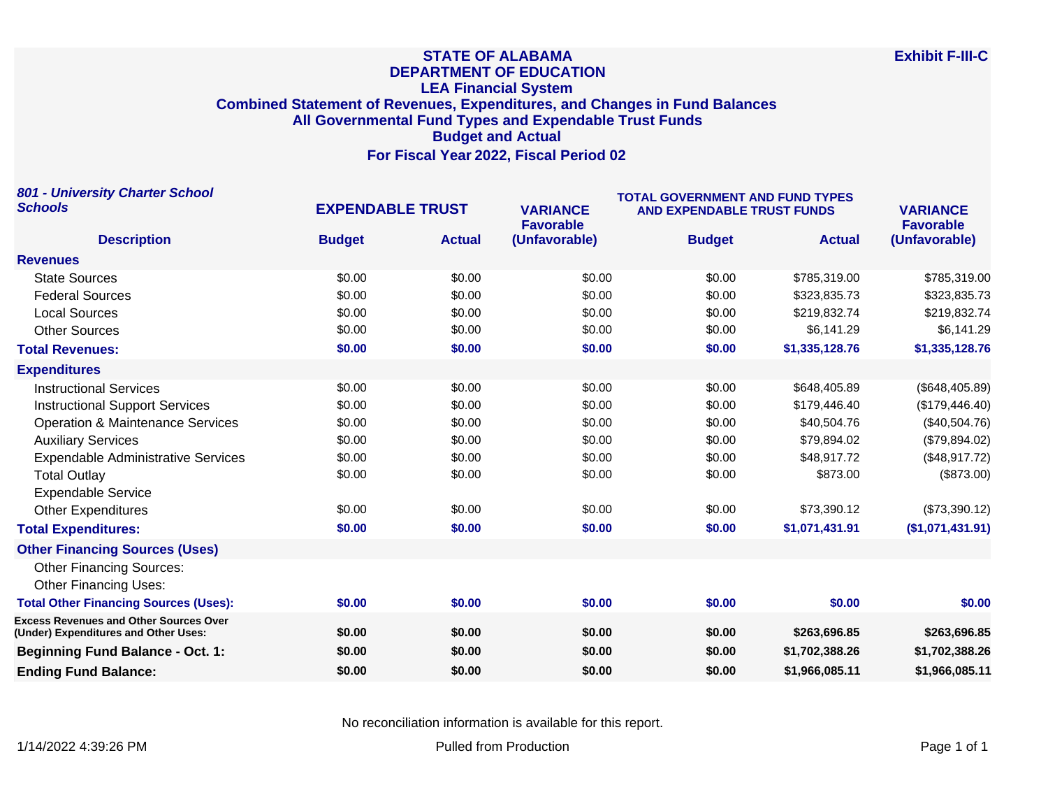# STATE OF ALABAMA
## DEPARTMENT OF EDUCATION
## LEA Financial System
## Combined Statement of Revenues, Expenditures, and Changes in Fund Balances
## All Governmental Fund Types and Expendable Trust Funds
## Budget and Actual
## For Fiscal Year 2022, Fiscal Period 02

**Exhibit F-III-C**

***801 - University Charter School Schools***

| Description | EXPENDABLE TRUST | | VARIANCE Favorable (Unfavorable) | TOTAL GOVERNMENT AND FUND TYPES AND EXPENDABLE TRUST FUNDS | | VARIANCE Favorable (Unfavorable) |
|---|---|---|---|---|---|---|
| | Budget | Actual | | Budget | Actual | |
| **Revenues** | | | | | | |
| State Sources | $0.00 | $0.00 | $0.00 | $0.00 | $785,319.00 | $785,319.00 |
| Federal Sources | $0.00 | $0.00 | $0.00 | $0.00 | $323,835.73 | $323,835.73 |
| Local Sources | $0.00 | $0.00 | $0.00 | $0.00 | $219,832.74 | $219,832.74 |
| Other Sources | $0.00 | $0.00 | $0.00 | $0.00 | $6,141.29 | $6,141.29 |
| **Total Revenues:** | **$0.00** | **$0.00** | **$0.00** | **$0.00** | **$1,335,128.76** | **$1,335,128.76** |
| **Expenditures** | | | | | | |
| Instructional Services | $0.00 | $0.00 | $0.00 | $0.00 | $648,405.89 | ($648,405.89) |
| Instructional Support Services | $0.00 | $0.00 | $0.00 | $0.00 | $179,446.40 | ($179,446.40) |
| Operation & Maintenance Services | $0.00 | $0.00 | $0.00 | $0.00 | $40,504.76 | ($40,504.76) |
| Auxiliary Services | $0.00 | $0.00 | $0.00 | $0.00 | $79,894.02 | ($79,894.02) |
| Expendable Administrative Services | $0.00 | $0.00 | $0.00 | $0.00 | $48,917.72 | ($48,917.72) |
| Total Outlay | $0.00 | $0.00 | $0.00 | $0.00 | $873.00 | ($873.00) |
| Expendable Service | | | | | | |
| Other Expenditures | $0.00 | $0.00 | $0.00 | $0.00 | $73,390.12 | ($73,390.12) |
| **Total Expenditures:** | **$0.00** | **$0.00** | **$0.00** | **$0.00** | **$1,071,431.91** | **($1,071,431.91)** |
| **Other Financing Sources (Uses)** | | | | | | |
| Other Financing Sources: | | | | | | |
| Other Financing Uses: | | | | | | |
| **Total Other Financing Sources (Uses):** | **$0.00** | **$0.00** | **$0.00** | **$0.00** | **$0.00** | **$0.00** |
| **Excess Revenues and Other Sources Over (Under) Expenditures and Other Uses:** | **$0.00** | **$0.00** | **$0.00** | **$0.00** | **$263,696.85** | **$263,696.85** |
| **Beginning Fund Balance - Oct. 1:** | **$0.00** | **$0.00** | **$0.00** | **$0.00** | **$1,702,388.26** | **$1,702,388.26** |
| **Ending Fund Balance:** | **$0.00** | **$0.00** | **$0.00** | **$0.00** | **$1,966,085.11** | **$1,966,085.11** |

No reconciliation information is available for this report.

1/14/2022 4:39:26 PM    Pulled from Production